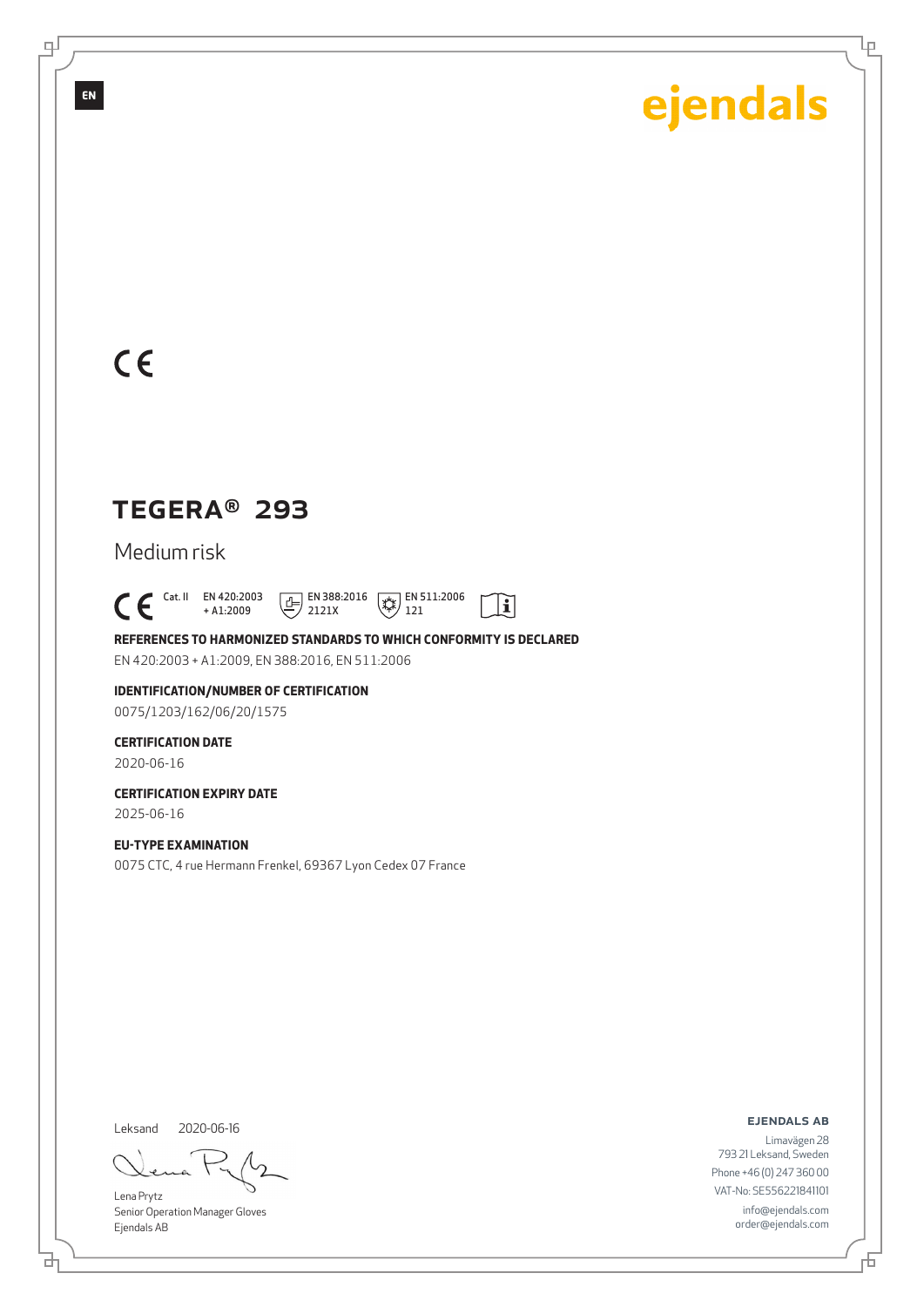EN

ejendals

CE

# TEGERA® 293

Medium risk

CE Cat. II EN 420:2003 + A1:2009 EN 388:2016 2121X EN 511:2006 121

**REFERENCES TO HARMONIZED STANDARDS TO WHICH CONFORMITY IS DECLARED**

EN 420:2003 + A1:2009, EN 388:2016, EN 511:2006

**IDENTIFICATION/NUMBER OF CERTIFICATION**

0075/1203/162/06/20/1575

**CERTIFICATION DATE**

2020-06-16

**CERTIFICATION EXPIRY DATE**

2025-06-16

**EU-TYPE EXAMINATION**

0075 CTC, 4 rue Hermann Frenkel, 69367 Lyon Cedex 07 France

Leksand 2020-06-16

Lena Prytz
Senior Operation Manager Gloves
Ejendals AB

**EJENDALS AB**

Limavägen 28
793 21 Leksand, Sweden
Phone +46 (0) 247 360 00
VAT-No: SE556221841101
info@ejendals.com
order@ejendals.com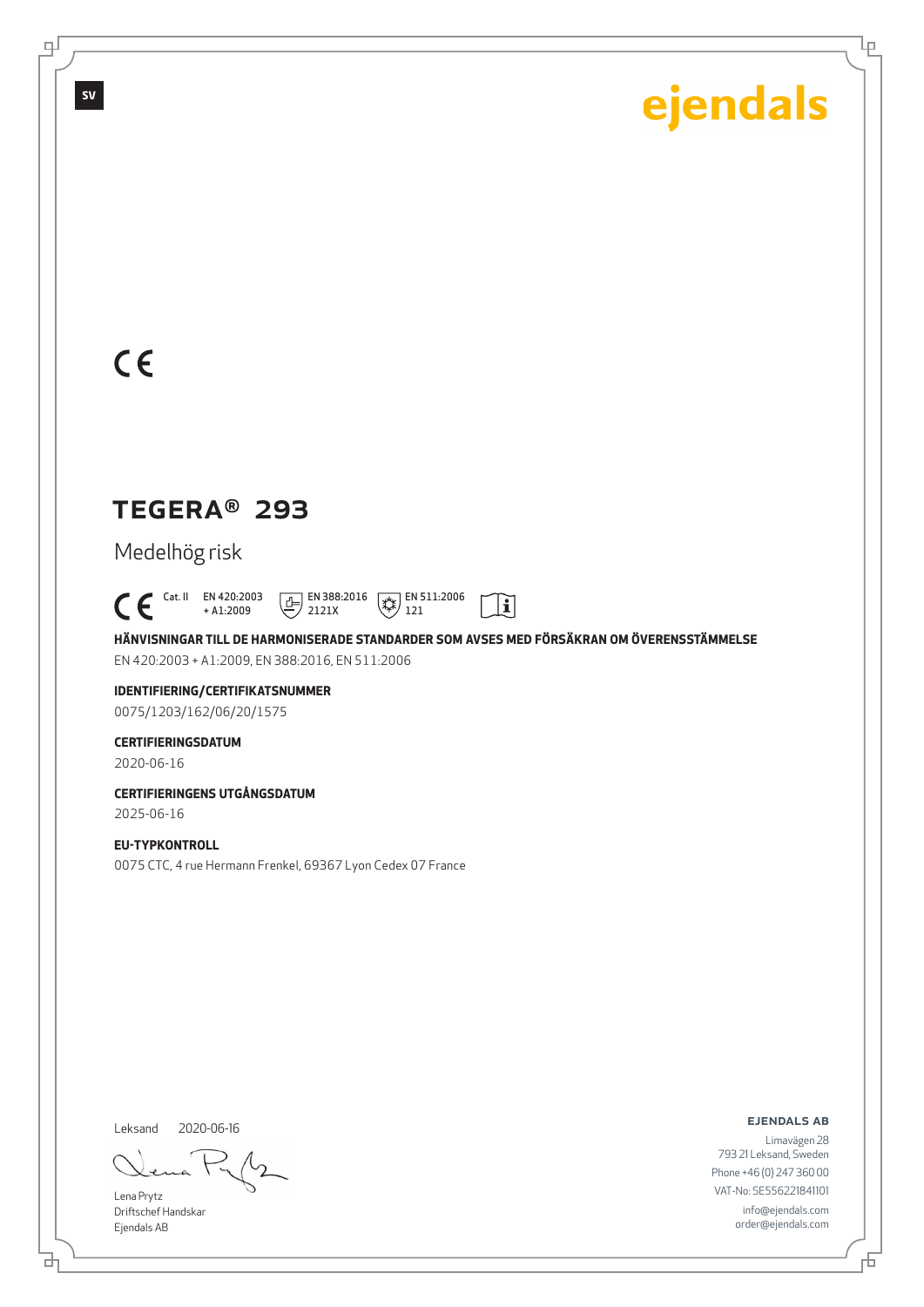CE

# TEGERA® 293

## Medelhög risk

CE Cat. II EN 420:2003 + A1:2009 EN 388:2016 2121X EN 511:2006 121

**HÄNVISNINGAR TILL DE HARMONISERADE STANDARDER SOM AVSES MED FÖRSÄKRAN OM ÖVERENSSTÄMMELSE**

EN 420:2003 + A1:2009, EN 388:2016, EN 511:2006

**IDENTIFIERING/CERTIFIKATSNUMMER**

0075/1203/162/06/20/1575

**CERTIFIERINGSDATUM**

2020-06-16

**CERTIFIERINGENS UTGÅNGSDATUM**

2025-06-16

**EU-TYPKONTROLL**

0075 CTC, 4 rue Hermann Frenkel, 69367 Lyon Cedex 07 France

Leksand 2020-06-16

Lena Prytz
Driftschef Handskar
Ejendals AB

**EJENDALS AB**

Limavägen 28
793 21 Leksand, Sweden
Phone +46 (0) 247 360 00
VAT-No: SE556221841101
info@ejendals.com
order@ejendals.com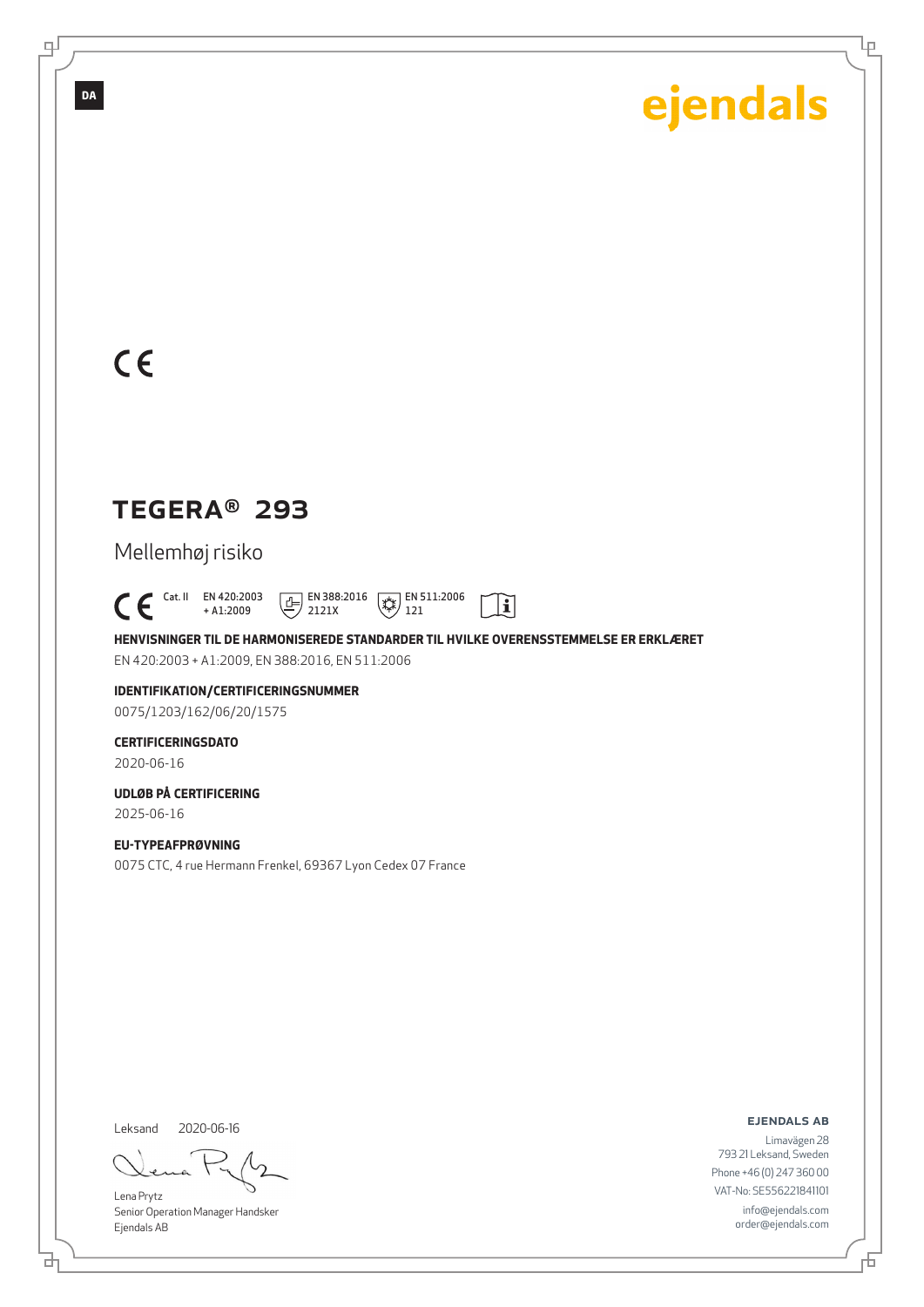DA

ejendals

CE

# TEGERA® 293

Mellemhøj risiko

CE Cat. II EN 420:2003 + A1:2009 EN 388:2016 2121X EN 511:2006 121

**HENVISNINGER TIL DE HARMONISEREDE STANDARDER TIL HVILKE OVERENSSTEMMELSE ER ERKLÆRET**

EN 420:2003 + A1:2009, EN 388:2016, EN 511:2006

**IDENTIFIKATION/CERTIFICERINGSNUMMER**

0075/1203/162/06/20/1575

**CERTIFICERINGSDATO**

2020-06-16

**UDLØB PÅ CERTIFICERING**

2025-06-16

**EU-TYPEAFPRØVNING**

0075 CTC, 4 rue Hermann Frenkel, 69367 Lyon Cedex 07 France

Leksand 2020-06-16

Lena Prytz
Senior Operation Manager Handsker
Ejendals AB

**EJENDALS AB**

Limavägen 28
793 21 Leksand, Sweden
Phone +46 (0) 247 360 00
VAT-No: SE556221841101
info@ejendals.com
order@ejendals.com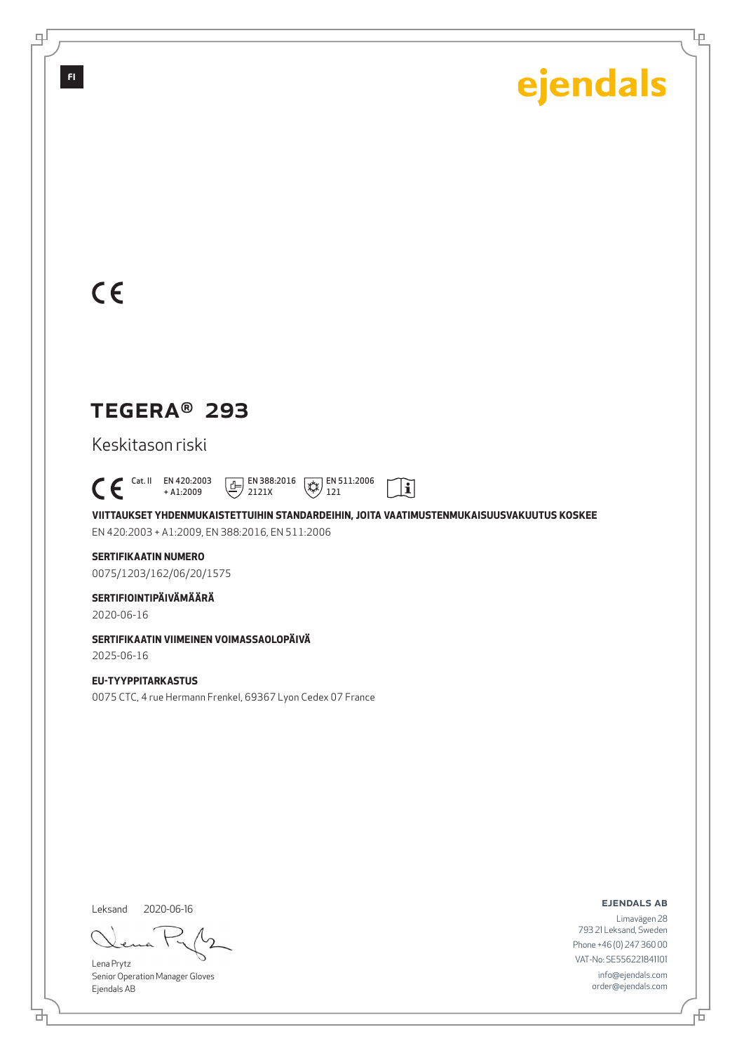FI

ejendals

CE

# TEGERA® 293

Keskitason riski

CE Cat. II EN 420:2003 + A1:2009 EN 388:2016 2121X EN 511:2006 121

**VIITTAUKSET YHDENMUKAISTETTUIHIN STANDARDEIHIN, JOITA VAATIMUSTENMUKAISUUSVAKUUTUS KOSKEE**

EN 420:2003 + A1:2009, EN 388:2016, EN 511:2006

**SERTIFIKAATIN NUMERO**

0075/1203/162/06/20/1575

**SERTIFIOINTIPÄIVÄMÄÄRÄ**

2020-06-16

**SERTIFIKAATIN VIIMEINEN VOIMASSAOLOPÄIVÄ**

2025-06-16

**EU-TYYPPITARKASTUS**

0075 CTC, 4 rue Hermann Frenkel, 69367 Lyon Cedex 07 France

Leksand 2020-06-16

Lena Prytz
Senior Operation Manager Gloves
Ejendals AB

**EJENDALS AB**

Limavägen 28
793 21 Leksand, Sweden
Phone +46 (0) 247 360 00
VAT-No: SE556221841101
info@ejendals.com
order@ejendals.com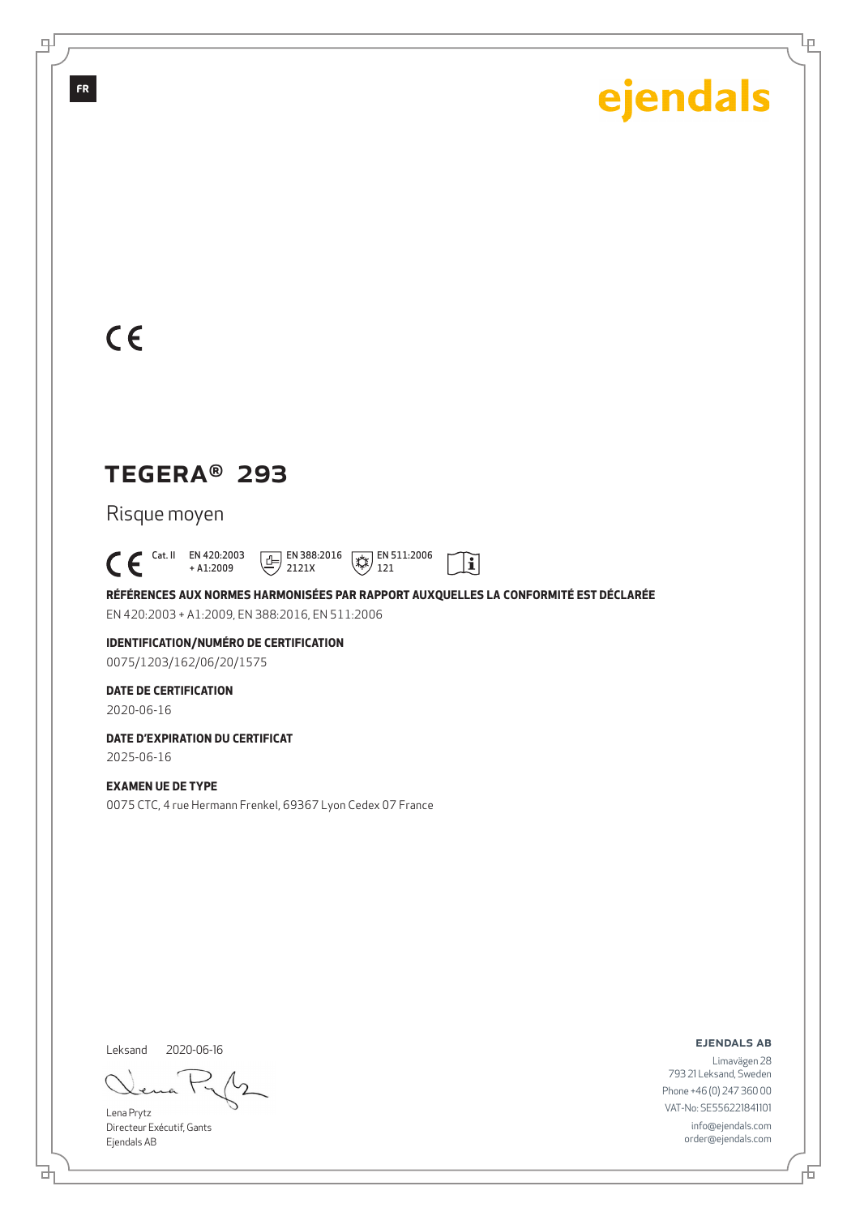FR

ejendals

CE

# TEGERA® 293

Risque moyen

CE Cat. II EN 420:2003 + A1:2009 EN 388:2016 2121X EN 511:2006 121

**RÉFÉRENCES AUX NORMES HARMONISÉES PAR RAPPORT AUXQUELLES LA CONFORMITÉ EST DÉCLARÉE**

EN 420:2003 + A1:2009, EN 388:2016, EN 511:2006

**IDENTIFICATION/NUMÉRO DE CERTIFICATION**

0075/1203/162/06/20/1575

**DATE DE CERTIFICATION**

2020-06-16

**DATE D'EXPIRATION DU CERTIFICAT**

2025-06-16

**EXAMEN UE DE TYPE**

0075 CTC, 4 rue Hermann Frenkel, 69367 Lyon Cedex 07 France

Leksand 2020-06-16

Lena Prytz
Directeur Exécutif, Gants
Ejendals AB

**EJENDALS AB**
Limavägen 28
793 21 Leksand, Sweden
Phone +46 (0) 247 360 00
VAT-No: SE556221841101
info@ejendals.com
order@ejendals.com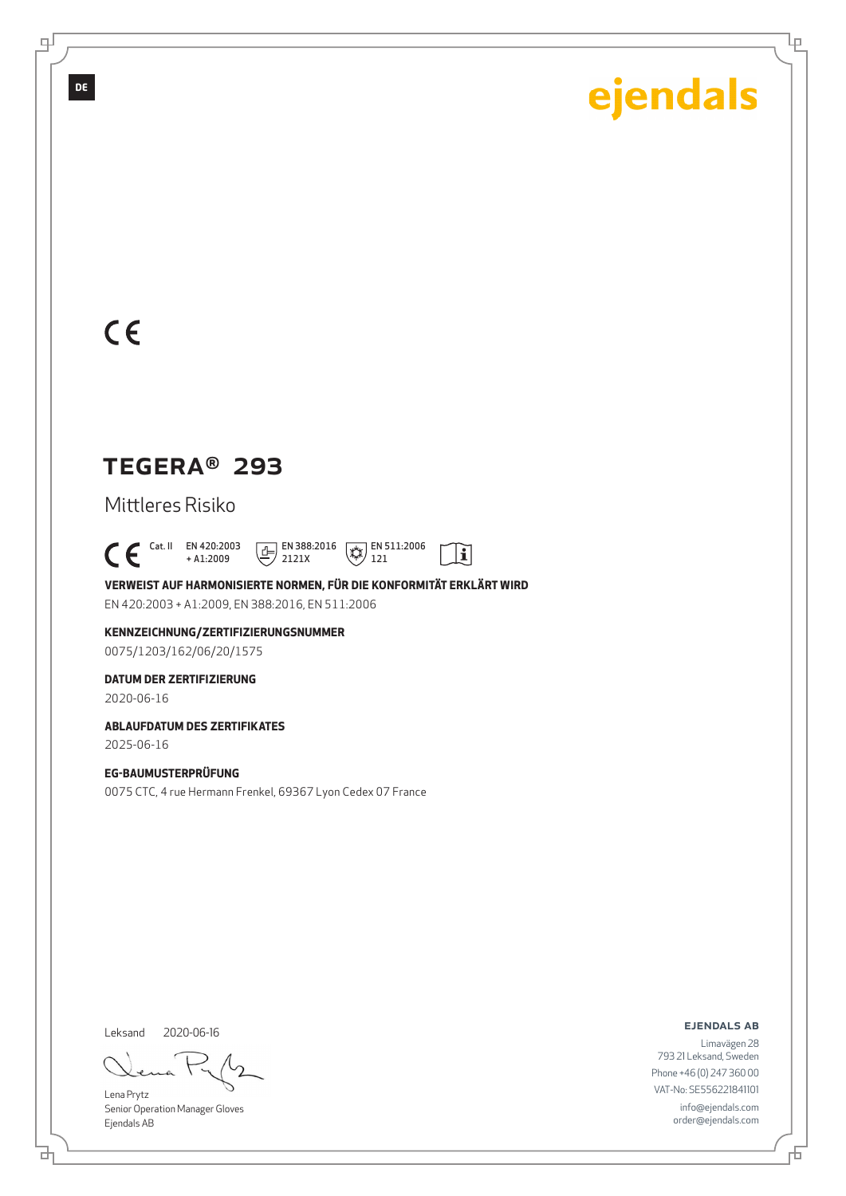DE

ejendals

CE

# TEGERA® 293

## Mittleres Risiko

CE Cat. II EN 420:2003 + A1:2009 EN 388:2016 2121X EN 511:2006 121

**VERWEIST AUF HARMONISIERTE NORMEN, FÜR DIE KONFORMITÄT ERKLÄRT WIRD**

EN 420:2003 + A1:2009, EN 388:2016, EN 511:2006

**KENNZEICHNUNG/ZERTIFIZIERUNGSNUMMER**

0075/1203/162/06/20/1575

**DATUM DER ZERTIFIZIERUNG**

2020-06-16

**ABLAUFDATUM DES ZERTIFIKATES**

2025-06-16

**EG-BAUMUSTERPRÜFUNG**

0075 CTC, 4 rue Hermann Frenkel, 69367 Lyon Cedex 07 France

Leksand 2020-06-16

Lena Prytz
Senior Operation Manager Gloves
Ejendals AB

**EJENDALS AB**

Limavägen 28
793 21 Leksand, Sweden
Phone +46 (0) 247 360 00
VAT-No: SE556221841101
info@ejendals.com
order@ejendals.com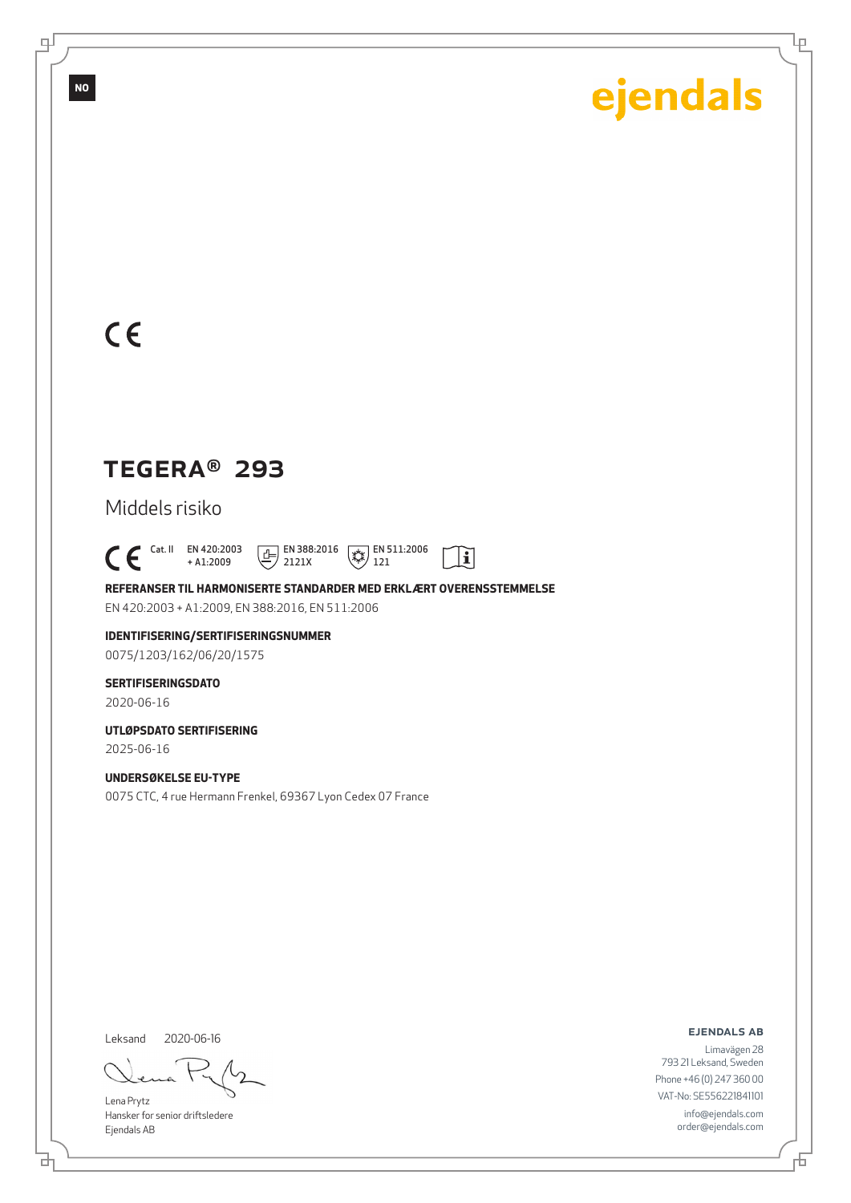NO

ejendals

CE

# TEGERA® 293

Middels risiko

CE Cat. II EN 420:2003 + A1:2009 EN 388:2016 2121X EN 511:2006 121

**REFERANSER TIL HARMONISERTE STANDARDER MED ERKLÆRT OVERENSSTEMMELSE**

EN 420:2003 + A1:2009, EN 388:2016, EN 511:2006

**IDENTIFISERING/SERTIFISERINGSNUMMER**

0075/1203/162/06/20/1575

**SERTIFISERINGSDATO**

2020-06-16

**UTLØPSDATO SERTIFISERING**

2025-06-16

**UNDERSØKELSE EU-TYPE**

0075 CTC, 4 rue Hermann Frenkel, 69367 Lyon Cedex 07 France

Leksand 2020-06-16

Lena Prytz
Hansker for senior driftsledere
Ejendals AB

**EJENDALS AB**

Limavägen 28
793 21 Leksand, Sweden
Phone +46 (0) 247 360 00
VAT-No: SE556221841101
info@ejendals.com
order@ejendals.com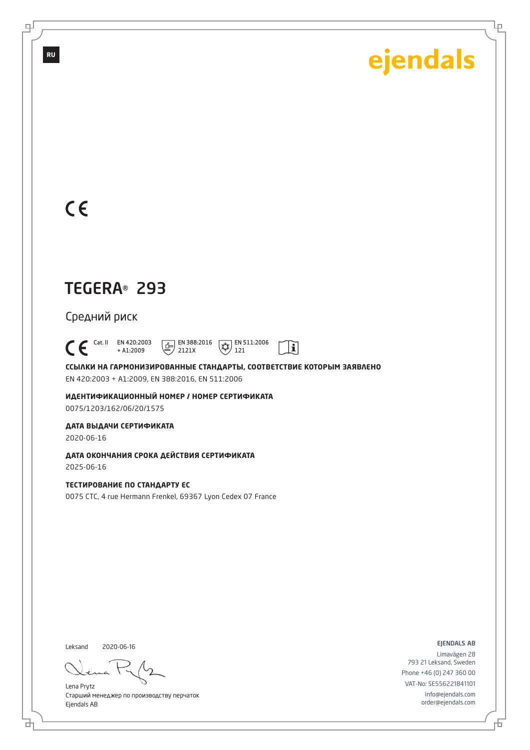RU

ejendals

CE

# TEGERA® 293

Средний риск

CE Cat. II EN 420:2003 + A1:2009 EN 388:2016 2121X EN 511:2006 121

**ССЫЛКИ НА ГАРМОНИЗИРОВАННЫЕ СТАНДАРТЫ, СООТВЕТСТВИЕ КОТОРЫМ ЗАЯВЛЕНО**

EN 420:2003 + A1:2009, EN 388:2016, EN 511:2006

**ИДЕНТИФИКАЦИОННЫЙ НОМЕР / НОМЕР СЕРТИФИКАТА**

0075/1203/162/06/20/1575

**ДАТА ВЫДАЧИ СЕРТИФИКАТА**

2020-06-16

**ДАТА ОКОНЧАНИЯ СРОКА ДЕЙСТВИЯ СЕРТИФИКАТА**

2025-06-16

**ТЕСТИРОВАНИЕ ПО СТАНДАРТУ ЕС**

0075 CTC, 4 rue Hermann Frenkel, 69367 Lyon Cedex 07 France

Leksand 2020-06-16

Lena Prytz
Старший менеджер по производству перчаток
Ejendals AB

EJENDALS AB
Limavägen 28
793 21 Leksand, Sweden
Phone +46 (0) 247 360 00
VAT-No: SE556221841101
info@ejendals.com
order@ejendals.com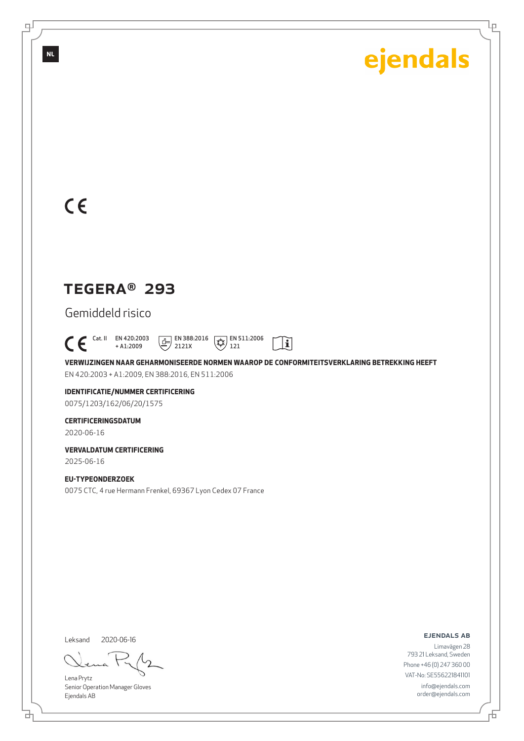NL

ejendals

CE

# TEGERA® 293

Gemiddeld risico

CE Cat. II EN 420:2003 + A1:2009 EN 388:2016 2121X EN 511:2006 121

**VERWIJZINGEN NAAR GEHARMONISEERDE NORMEN WAAROP DE CONFORMITEITSVERKLARING BETREKKING HEEFT**

EN 420:2003 + A1:2009, EN 388:2016, EN 511:2006

**IDENTIFICATIE/NUMMER CERTIFICERING**

0075/1203/162/06/20/1575

**CERTIFICERINGSDATUM**

2020-06-16

**VERVALDATUM CERTIFICERING**

2025-06-16

**EU-TYPEONDERZOEK**

0075 CTC, 4 rue Hermann Frenkel, 69367 Lyon Cedex 07 France

Leksand 2020-06-16

Lena Prytz
Senior Operation Manager Gloves
Ejendals AB

**EJENDALS AB**

Limavägen 28
793 21 Leksand, Sweden
Phone +46 (0) 247 360 00
VAT-No: SE556221841101
info@ejendals.com
order@ejendals.com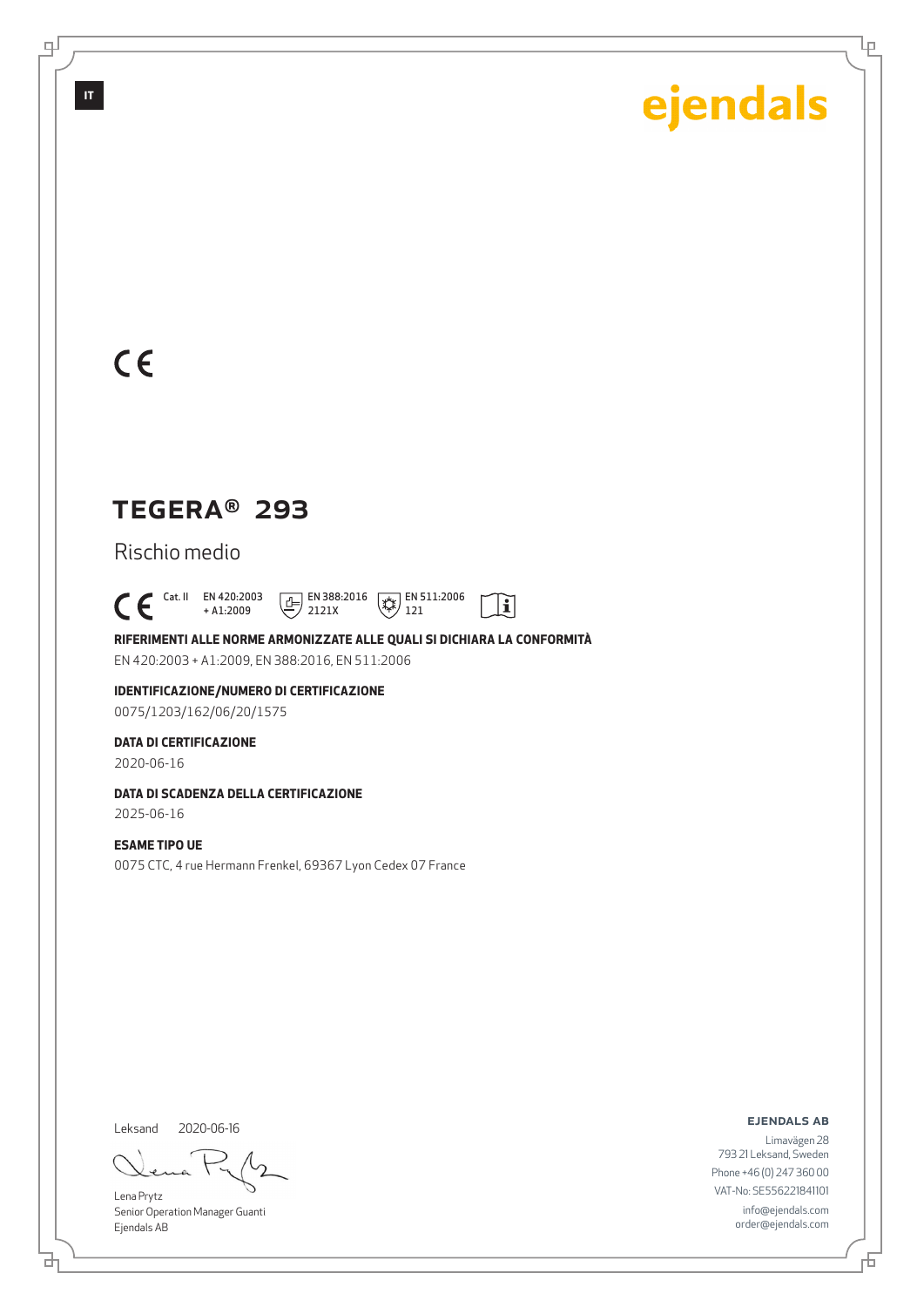IT

ejendals

CE

# TEGERA® 293

Rischio medio

CE Cat. II EN 420:2003 + A1:2009 EN 388:2016 2121X EN 511:2006 121

**RIFERIMENTI ALLE NORME ARMONIZZATE ALLE QUALI SI DICHIARA LA CONFORMITÀ**

EN 420:2003 + A1:2009, EN 388:2016, EN 511:2006

**IDENTIFICAZIONE/NUMERO DI CERTIFICAZIONE**

0075/1203/162/06/20/1575

**DATA DI CERTIFICAZIONE**

2020-06-16

**DATA DI SCADENZA DELLA CERTIFICAZIONE**

2025-06-16

**ESAME TIPO UE**

0075 CTC, 4 rue Hermann Frenkel, 69367 Lyon Cedex 07 France

Leksand 2020-06-16

Lena Prytz
Senior Operation Manager Guanti
Ejendals AB

**EJENDALS AB**

Limavägen 28
793 21 Leksand, Sweden
Phone +46 (0) 247 360 00
VAT-No: SE556221841101
info@ejendals.com
order@ejendals.com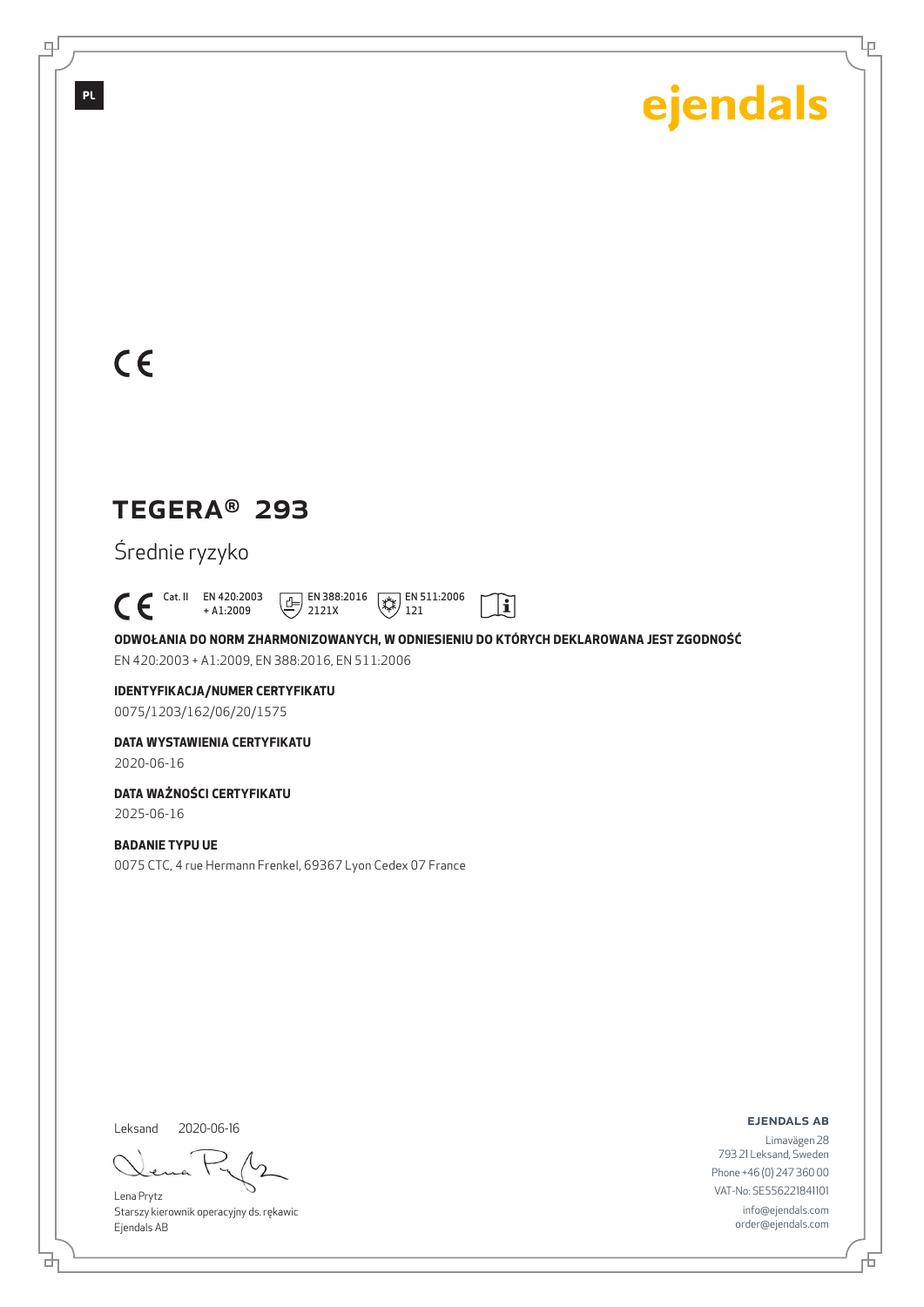PL

ejendals

CE

# TEGERA® 293

Średnie ryzyko

CE Cat. II EN 420:2003 + A1:2009 EN 388:2016 2121X EN 511:2006 121

**ODWOŁANIA DO NORM ZHARMONIZOWANYCH, W ODNIESIENIU DO KTÓRYCH DEKLAROWANA JEST ZGODNOŚĆ**

EN 420:2003 + A1:2009, EN 388:2016, EN 511:2006

**IDENTYFIKACJA/NUMER CERTYFIKATU**

0075/1203/162/06/20/1575

**DATA WYSTAWIENIA CERTYFIKATU**

2020-06-16

**DATA WAŻNOŚCI CERTYFIKATU**

2025-06-16

**BADANIE TYPU UE**

0075 CTC, 4 rue Hermann Frenkel, 69367 Lyon Cedex 07 France

Leksand 2020-06-16

Lena Prytz
Starszy kierownik operacyjny ds. rękawic
Ejendals AB

**EJENDALS AB**

Limavägen 28
793 21 Leksand, Sweden
Phone +46 (0) 247 360 00
VAT-No: SE556221841101
info@ejendals.com
order@ejendals.com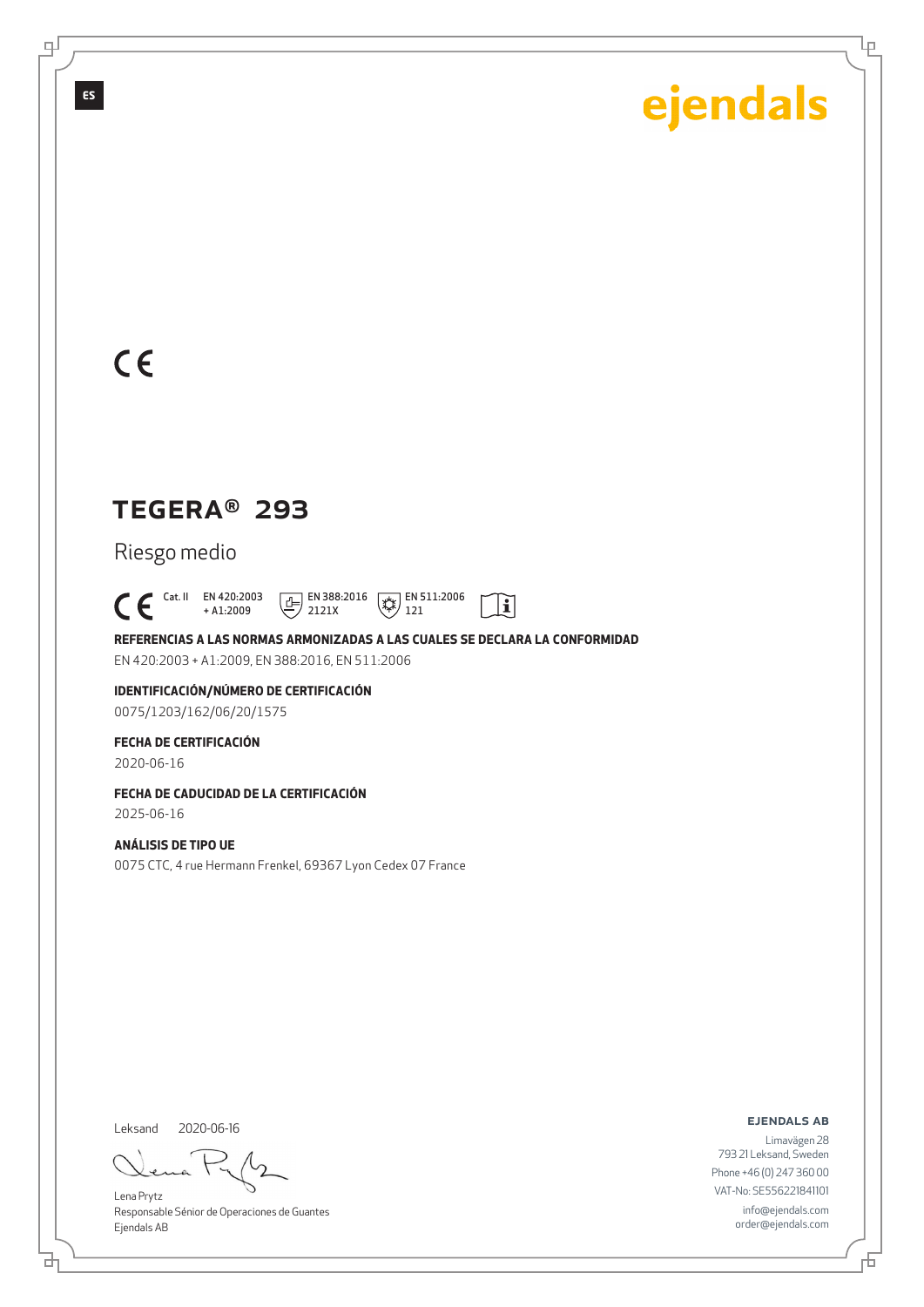ES

ejendals

CE

# TEGERA® 293

Riesgo medio

CE Cat. II EN 420:2003 + A1:2009 EN 388:2016 2121X EN 511:2006 121

**REFERENCIAS A LAS NORMAS ARMONIZADAS A LAS CUALES SE DECLARA LA CONFORMIDAD**

EN 420:2003 + A1:2009, EN 388:2016, EN 511:2006

**IDENTIFICACIÓN/NÚMERO DE CERTIFICACIÓN**

0075/1203/162/06/20/1575

**FECHA DE CERTIFICACIÓN**

2020-06-16

**FECHA DE CADUCIDAD DE LA CERTIFICACIÓN**

2025-06-16

**ANÁLISIS DE TIPO UE**

0075 CTC, 4 rue Hermann Frenkel, 69367 Lyon Cedex 07 France

Leksand 2020-06-16

Lena Prytz
Responsable Sénior de Operaciones de Guantes
Ejendals AB

**EJENDALS AB**

Limavägen 28
793 21 Leksand, Sweden
Phone +46 (0) 247 360 00
VAT-No: SE556221841101
info@ejendals.com
order@ejendals.com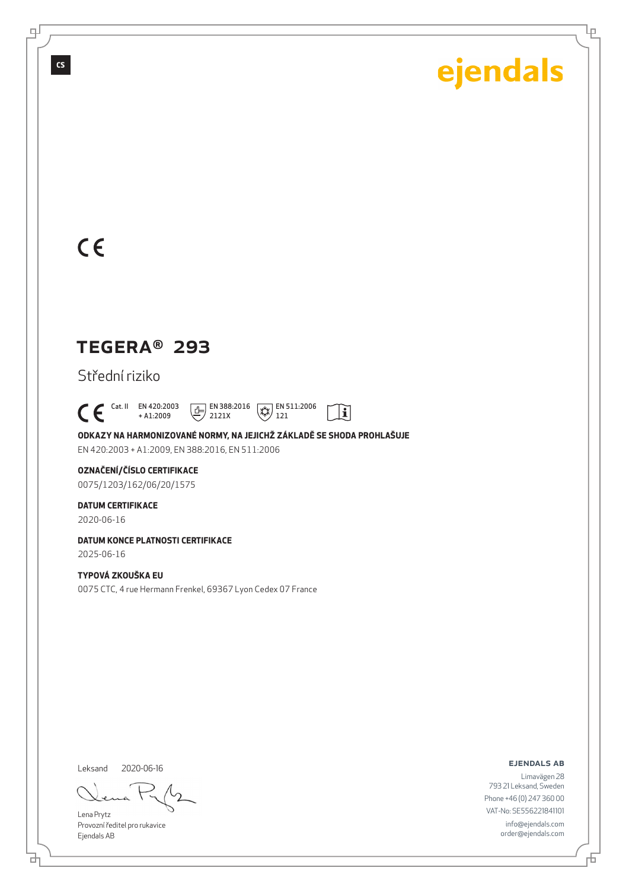CS

ejendals

CE

# TEGERA® 293

Střední riziko

CE Cat. II EN 420:2003 + A1:2009 EN 388:2016 2121X EN 511:2006 121

**ODKAZY NA HARMONIZOVANÉ NORMY, NA JEJICHŽ ZÁKLADĚ SE SHODA PROHLAŠUJE**

EN 420:2003 + A1:2009, EN 388:2016, EN 511:2006

**OZNAČENÍ/ČÍSLO CERTIFIKACE**

0075/1203/162/06/20/1575

**DATUM CERTIFIKACE**

2020-06-16

**DATUM KONCE PLATNOSTI CERTIFIKACE**

2025-06-16

**TYPOVÁ ZKOUŠKA EU**

0075 CTC, 4 rue Hermann Frenkel, 69367 Lyon Cedex 07 France

Leksand 2020-06-16

Lena Prytz
Provozní ředitel pro rukavice
Ejendals AB

**EJENDALS AB**

Limavägen 28
793 21 Leksand, Sweden
Phone +46 (0) 247 360 00
VAT-No: SE556221841101
info@ejendals.com
order@ejendals.com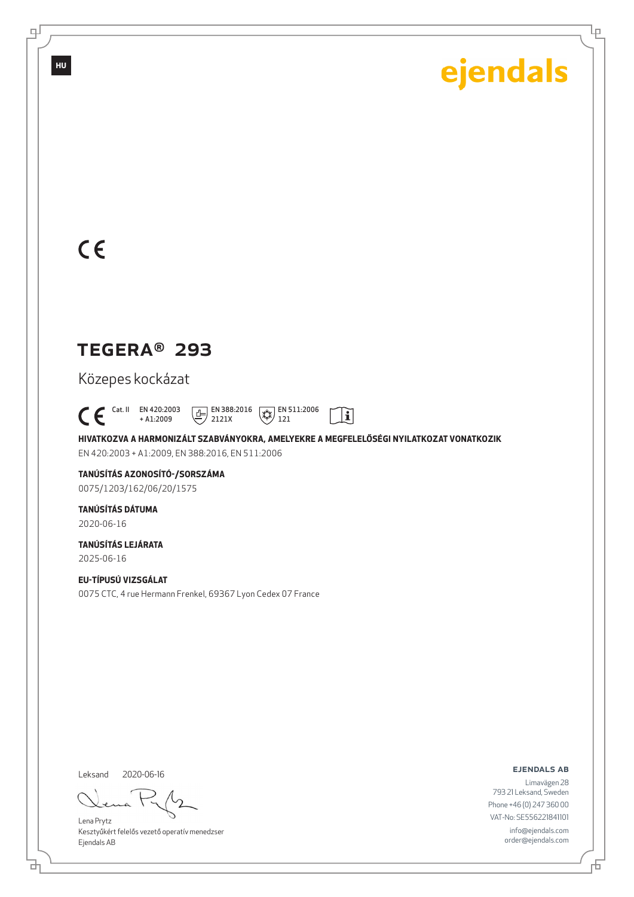HU

ejendals

CE

# TEGERA® 293

Közepes kockázat

CE Cat. II EN 420:2003 + A1:2009 EN 388:2016 2121X EN 511:2006 121

**HIVATKOZVA A HARMONIZÁLT SZABVÁNYOKRA, AMELYEKRE A MEGFELELŐSÉGI NYILATKOZAT VONATKOZIK**

EN 420:2003 + A1:2009, EN 388:2016, EN 511:2006

**TANÚSÍTÁS AZONOSÍTÓ-/SORSZÁMA**

0075/1203/162/06/20/1575

**TANÚSÍTÁS DÁTUMA**

2020-06-16

**TANÚSÍTÁS LEJÁRATA**

2025-06-16

**EU-TÍPUSÚ VIZSGÁLAT**

0075 CTC, 4 rue Hermann Frenkel, 69367 Lyon Cedex 07 France

Leksand 2020-06-16

Lena Prytz
Kesztyűkért felelős vezető operatív menedzser
Ejendals AB

**EJENDALS AB**

Limavägen 28
793 21 Leksand, Sweden
Phone +46 (0) 247 360 00
VAT-No: SE556221841101
info@ejendals.com
order@ejendals.com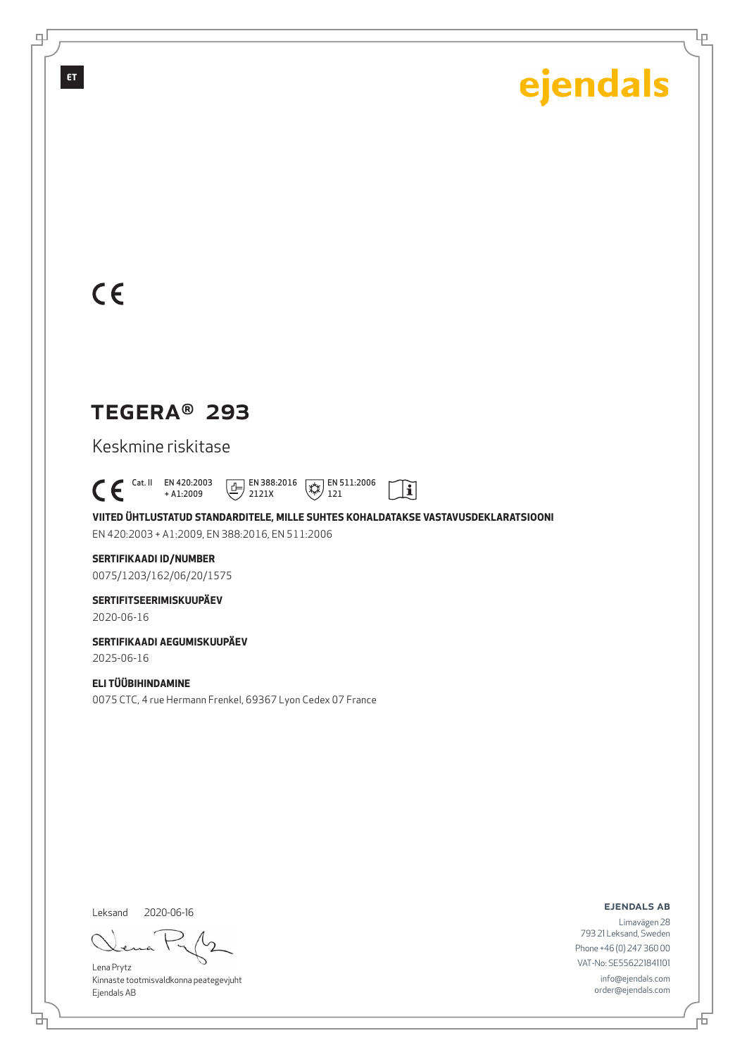ET

ejendals

CE

# TEGERA® 293

Keskmine riskitase

CE Cat. II EN 420:2003 + A1:2009 EN 388:2016 2121X EN 511:2006 121

**VIITED ÜHTLUSTATUD STANDARDITELE, MILLE SUHTES KOHALDATAKSE VASTAVUSDEKLARATSIOONI**

EN 420:2003 + A1:2009, EN 388:2016, EN 511:2006

**SERTIFIKAADI ID/NUMBER**

0075/1203/162/06/20/1575

**SERTIFITSEERIMISKUUPÄEV**

2020-06-16

**SERTIFIKAADI AEGUMISKUUPÄEV**

2025-06-16

**ELI TÜÜBIHINDAMINE**

0075 CTC, 4 rue Hermann Frenkel, 69367 Lyon Cedex 07 France

Leksand 2020-06-16

Lena Prytz
Kinnaste tootmisvaldkonna peategevjuht
Ejendals AB

**EJENDALS AB**
Limavägen 28
793 21 Leksand, Sweden
Phone +46 (0) 247 360 00
VAT-No: SE556221841101
info@ejendals.com
order@ejendals.com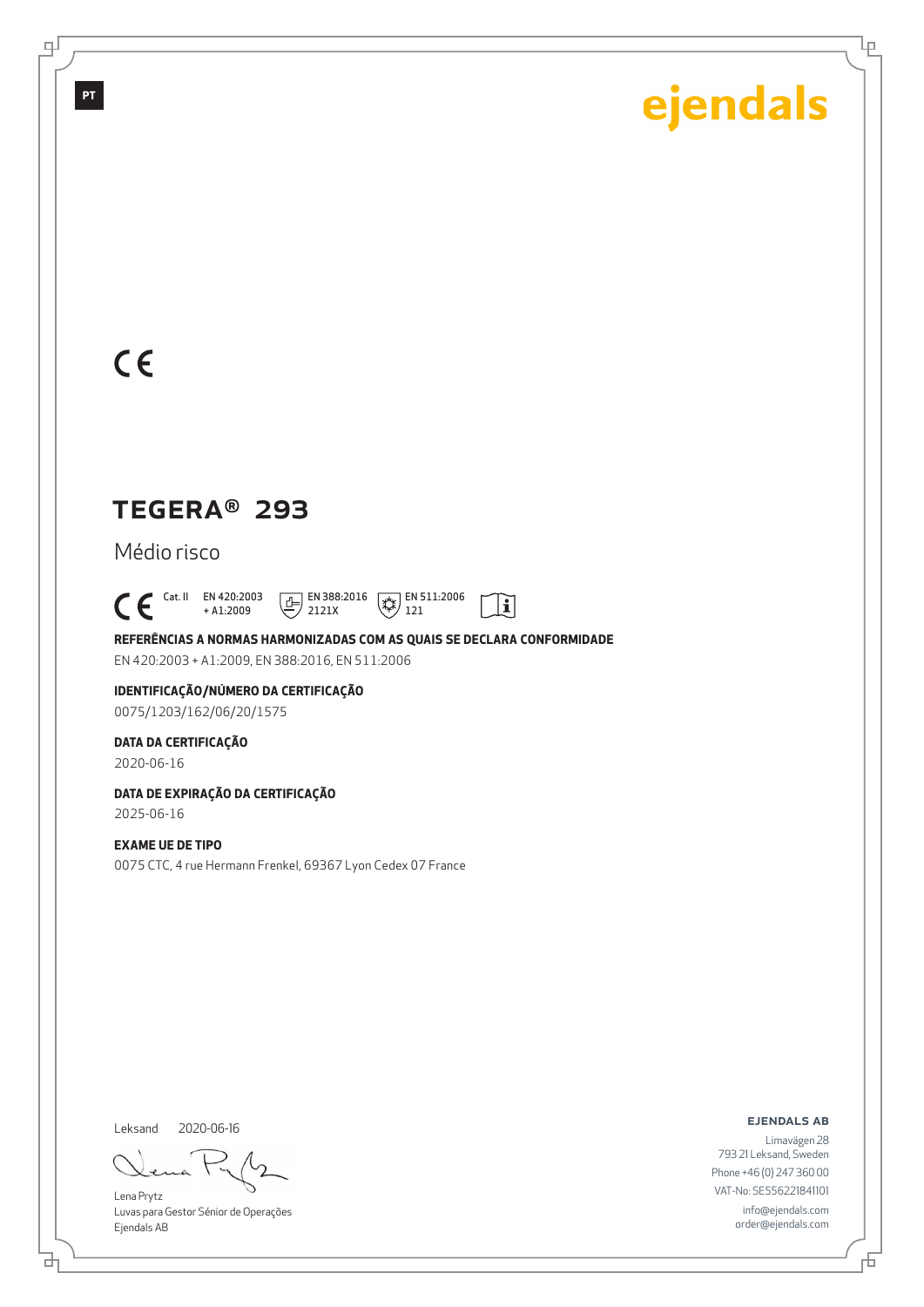PT

ejendals

CE

# TEGERA® 293

Médio risco

CE Cat. II EN 420:2003 + A1:2009 EN 388:2016 2121X EN 511:2006 121

**REFERÊNCIAS A NORMAS HARMONIZADAS COM AS QUAIS SE DECLARA CONFORMIDADE**

EN 420:2003 + A1:2009, EN 388:2016, EN 511:2006

**IDENTIFICAÇÃO/NÚMERO DA CERTIFICAÇÃO**

0075/1203/162/06/20/1575

**DATA DA CERTIFICAÇÃO**

2020-06-16

**DATA DE EXPIRAÇÃO DA CERTIFICAÇÃO**

2025-06-16

**EXAME UE DE TIPO**

0075 CTC, 4 rue Hermann Frenkel, 69367 Lyon Cedex 07 France

Leksand 2020-06-16

Lena Prytz
Luvas para Gestor Sénior de Operações
Ejendals AB

**EJENDALS AB**

Limavägen 28
793 21 Leksand, Sweden
Phone +46 (0) 247 360 00
VAT-No: SE556221841101
info@ejendals.com
order@ejendals.com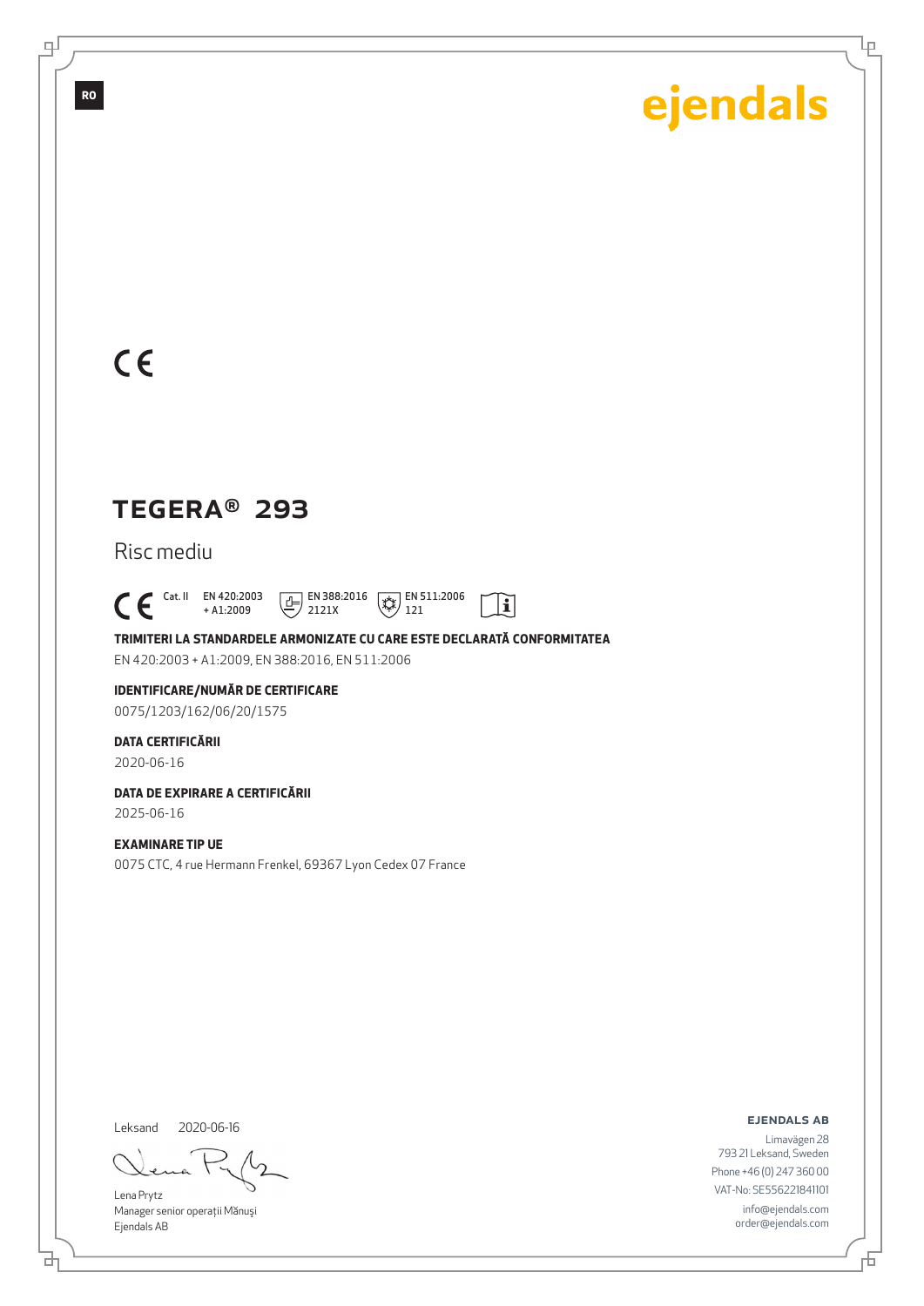RO

ejendals

CE

# TEGERA® 293

Risc mediu

CE Cat. II EN 420:2003 + A1:2009 EN 388:2016 2121X EN 511:2006 121

**TRIMITERI LA STANDARDELE ARMONIZATE CU CARE ESTE DECLARATĂ CONFORMITATEA**

EN 420:2003 + A1:2009, EN 388:2016, EN 511:2006

**IDENTIFICARE/NUMĂR DE CERTIFICARE**

0075/1203/162/06/20/1575

**DATA CERTIFICĂRII**

2020-06-16

**DATA DE EXPIRARE A CERTIFICĂRII**

2025-06-16

**EXAMINARE TIP UE**

0075 CTC, 4 rue Hermann Frenkel, 69367 Lyon Cedex 07 France

Leksand 2020-06-16

Lena Prytz
Manager senior operații Mănuși
Ejendals AB

**EJENDALS AB**

Limavägen 28
793 21 Leksand, Sweden
Phone +46 (0) 247 360 00
VAT-No: SE556221841101
info@ejendals.com
order@ejendals.com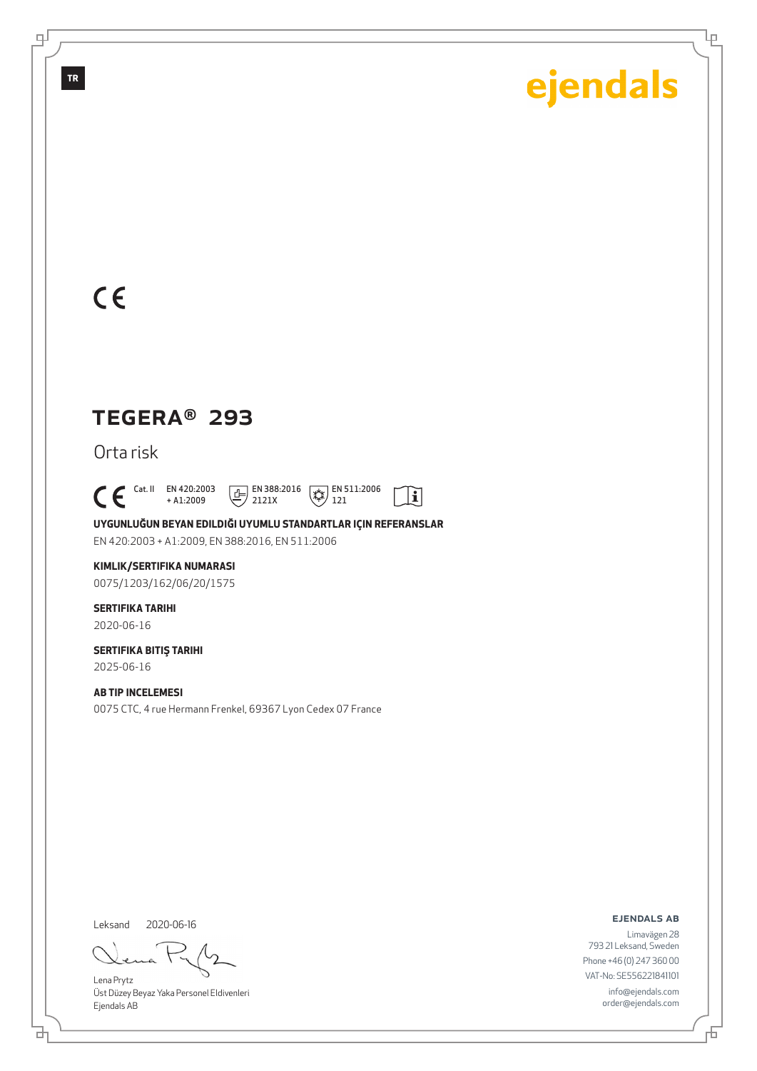TR

ejendals

CE

# TEGERA® 293

Orta risk

CE Cat. II EN 420:2003 + A1:2009 EN 388:2016 2121X EN 511:2006 121

**UYGUNLUĞUN BEYAN EDILDIĞI UYUMLU STANDARTLAR IÇIN REFERANSLAR**

EN 420:2003 + A1:2009, EN 388:2016, EN 511:2006

**KIMLIK/SERTIFIKA NUMARASI**

0075/1203/162/06/20/1575

**SERTIFIKA TARIHI**

2020-06-16

**SERTIFIKA BITIŞ TARIHI**

2025-06-16

**AB TIP INCELEMESI**

0075 CTC, 4 rue Hermann Frenkel, 69367 Lyon Cedex 07 France

Leksand 2020-06-16

Lena Prytz
Üst Düzey Beyaz Yaka Personel Eldivenleri
Ejendals AB

**EJENDALS AB**

Limavägen 28
793 21 Leksand, Sweden
Phone +46 (0) 247 360 00
VAT-No: SE556221841101
info@ejendals.com
order@ejendals.com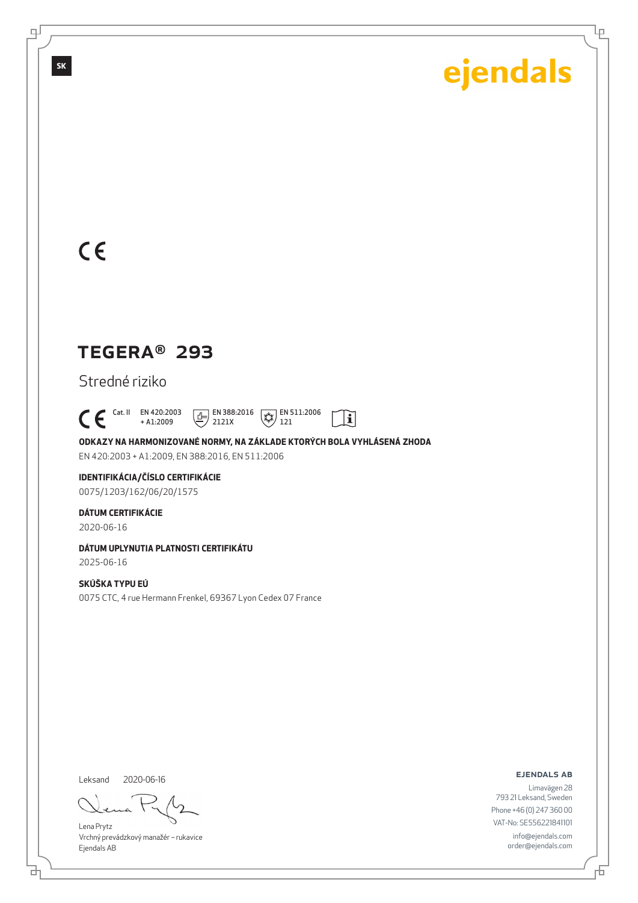SK

ejendals

CE

# TEGERA® 293

Stredné riziko

CE Cat. II EN 420:2003 + A1:2009 EN 388:2016 2121X EN 511:2006 121

**ODKAZY NA HARMONIZOVANÉ NORMY, NA ZÁKLADE KTORÝCH BOLA VYHLÁSENÁ ZHODA**

EN 420:2003 + A1:2009, EN 388:2016, EN 511:2006

**IDENTIFIKÁCIA/ČÍSLO CERTIFIKÁCIE**

0075/1203/162/06/20/1575

**DÁTUM CERTIFIKÁCIE**

2020-06-16

**DÁTUM UPLYNUTIA PLATNOSTI CERTIFIKÁTU**

2025-06-16

**SKÚŠKA TYPU EÚ**

0075 CTC, 4 rue Hermann Frenkel, 69367 Lyon Cedex 07 France

Leksand 2020-06-16

Lena Prytz
Vrchný prevádzkový manažér – rukavice
Ejendals AB

**EJENDALS AB**

Limavägen 28
793 21 Leksand, Sweden
Phone +46 (0) 247 360 00
VAT-No: SE556221841101
info@ejendals.com
order@ejendals.com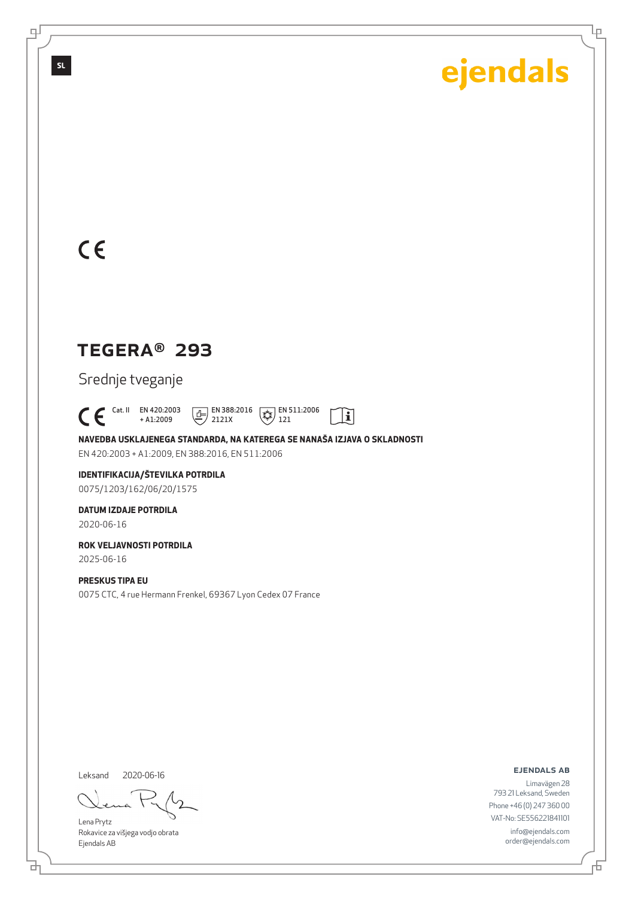SL

ejendals

CE

# TEGERA® 293

Srednje tveganje

CE Cat. II EN 420:2003 + A1:2009 EN 388:2016 2121X EN 511:2006 121

**NAVEDBA USKLAJENEGA STANDARDA, NA KATEREGA SE NANAŠA IZJAVA O SKLADNOSTI**

EN 420:2003 + A1:2009, EN 388:2016, EN 511:2006

**IDENTIFIKACIJA/ŠTEVILKA POTRDILA**

0075/1203/162/06/20/1575

**DATUM IZDAJE POTRDILA**

2020-06-16

**ROK VELJAVNOSTI POTRDILA**

2025-06-16

**PRESKUS TIPA EU**

0075 CTC, 4 rue Hermann Frenkel, 69367 Lyon Cedex 07 France

Leksand 2020-06-16

Lena Prytz
Rokavice za višjega vodjo obrata
Ejendals AB

**EJENDALS AB**

Limavägen 28
793 21 Leksand, Sweden
Phone +46 (0) 247 360 00
VAT-No: SE556221841101
info@ejendals.com
order@ejendals.com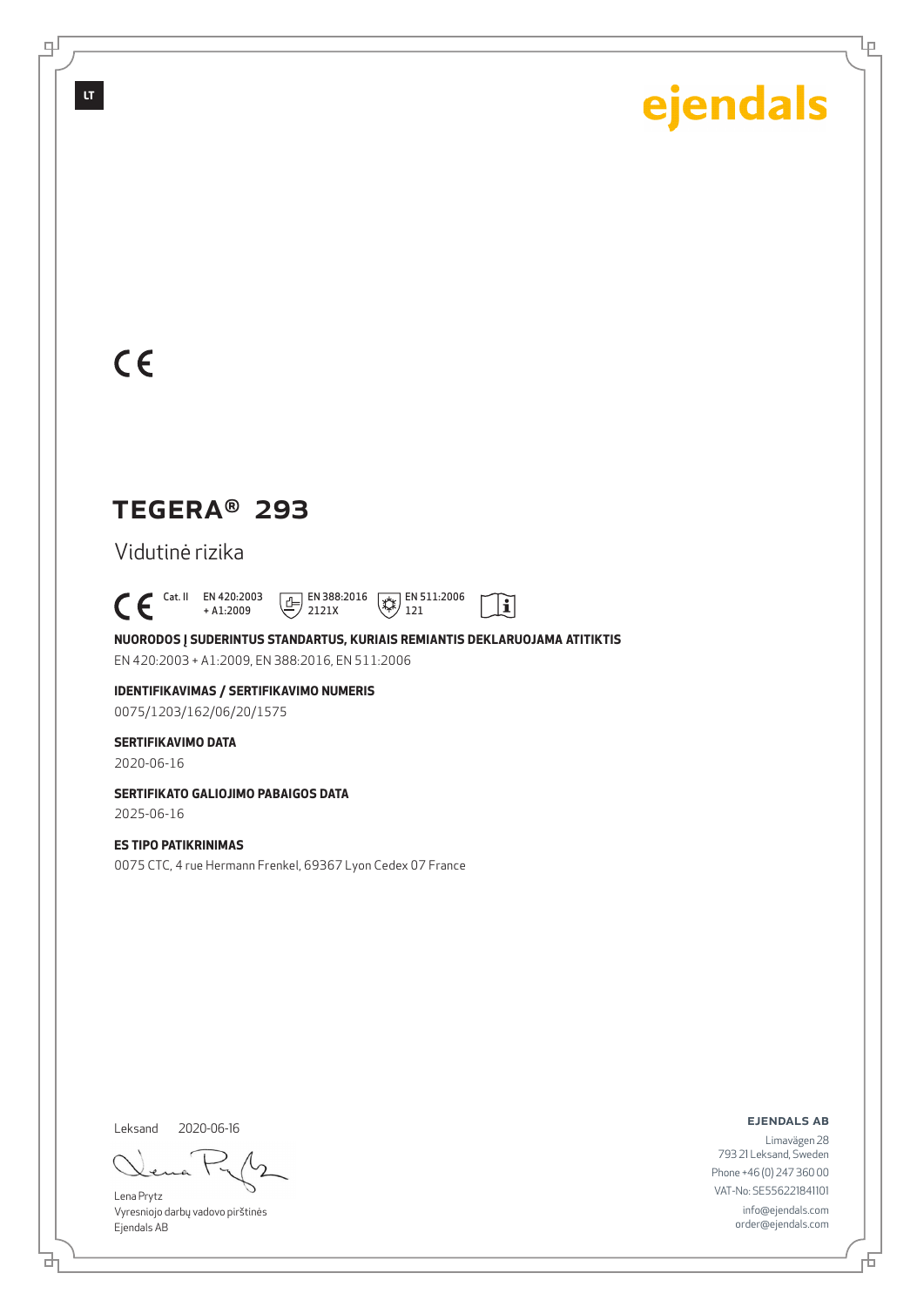LT

ejendals

CE

# TEGERA® 293

Vidutinė rizika

CE Cat. II EN 420:2003 + A1:2009 EN 388:2016 2121X EN 511:2006 121

**NUORODOS Į SUDERINTUS STANDARTUS, KURIAIS REMIANTIS DEKLARUOJAMA ATITIKTIS**

EN 420:2003 + A1:2009, EN 388:2016, EN 511:2006

**IDENTIFIKAVIMAS / SERTIFIKAVIMO NUMERIS**

0075/1203/162/06/20/1575

**SERTIFIKAVIMO DATA**

2020-06-16

**SERTIFIKATO GALIOJIMO PABAIGOS DATA**

2025-06-16

**ES TIPO PATIKRINIMAS**

0075 CTC, 4 rue Hermann Frenkel, 69367 Lyon Cedex 07 France

Leksand 2020-06-16

Lena Prytz
Vyresniojo darbų vadovo pirštinės
Ejendals AB

**EJENDALS AB**

Limavägen 28
793 21 Leksand, Sweden
Phone +46 (0) 247 360 00
VAT-No: SE556221841101
info@ejendals.com
order@ejendals.com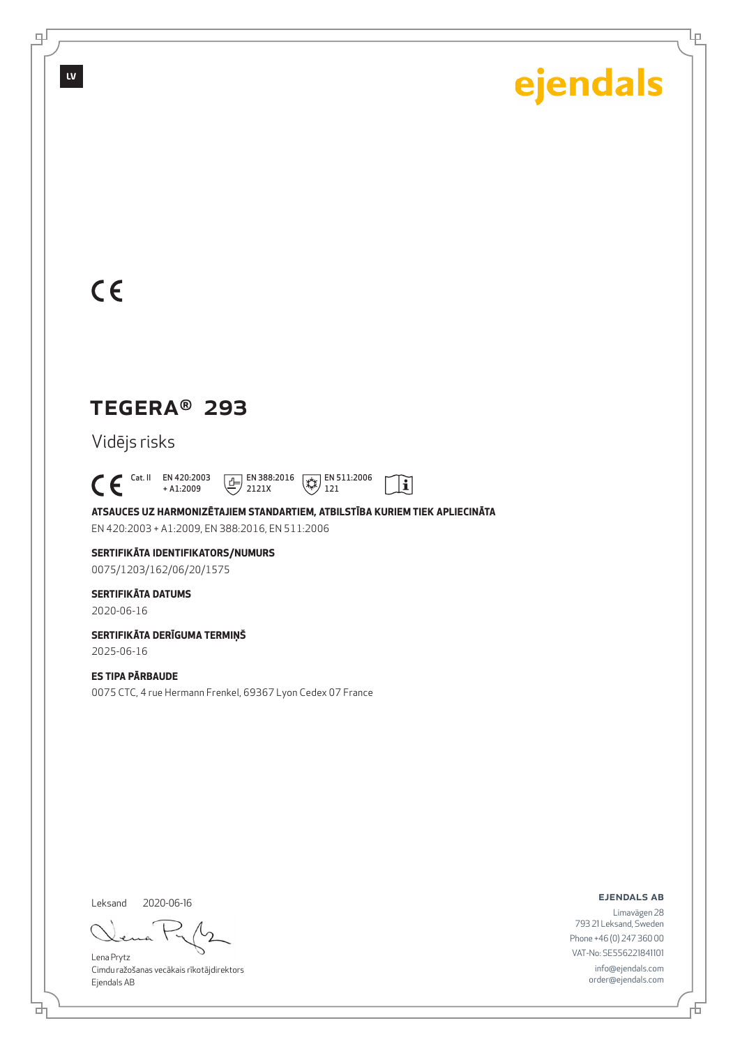LV

ejendals

CE

# TEGERA® 293

Vidējs risks

CE Cat. II EN 420:2003 + A1:2009 EN 388:2016 2121X EN 511:2006 121

**ATSAUCES UZ HARMONIZĒTAJIEM STANDARTIEM, ATBILSTĪBA KURIEM TIEK APLIECINĀTA**

EN 420:2003 + A1:2009, EN 388:2016, EN 511:2006

**SERTIFIKĀTA IDENTIFIKATORS/NUMURS**

0075/1203/162/06/20/1575

**SERTIFIKĀTA DATUMS**

2020-06-16

**SERTIFIKĀTA DERĪGUMA TERMIŅŠ**

2025-06-16

**ES TIPA PĀRBAUDE**

0075 CTC, 4 rue Hermann Frenkel, 69367 Lyon Cedex 07 France

Leksand 2020-06-16

Lena Prytz
Cimdu ražošanas vecākais rīkotājdirektors
Ejendals AB

**EJENDALS AB**

Limavägen 28
793 21 Leksand, Sweden
Phone +46 (0) 247 360 00
VAT-No: SE556221841101
info@ejendals.com
order@ejendals.com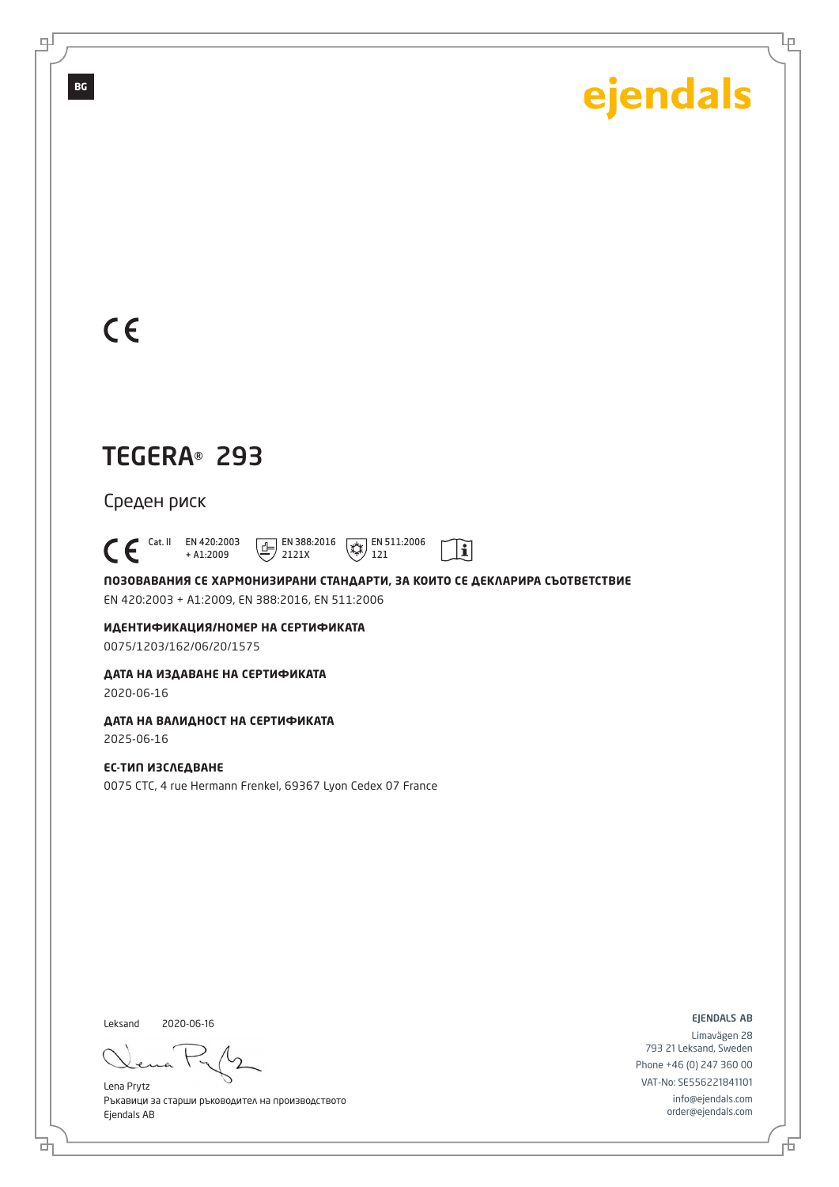BG

ejendals

CE

# TEGERA® 293

Среден риск

CE Cat. II EN 420:2003 + A1:2009 EN 388:2016 2121X EN 511:2006 121

**ПОЗОВАВАНИЯ СЕ ХАРМОНИЗИРАНИ СТАНДАРТИ, ЗА КОИТО СЕ ДЕКЛАРИРА СЪОТВЕТСТВИЕ**

EN 420:2003 + A1:2009, EN 388:2016, EN 511:2006

**ИДЕНТИФИКАЦИЯ/НОМЕР НА СЕРТИФИКАТА**

0075/1203/162/06/20/1575

**ДАТА НА ИЗДАВАНЕ НА СЕРТИФИКАТА**

2020-06-16

**ДАТА НА ВАЛИДНОСТ НА СЕРТИФИКАТА**

2025-06-16

**ЕС-ТИП ИЗСЛЕДВАНЕ**

0075 CTC, 4 rue Hermann Frenkel, 69367 Lyon Cedex 07 France

Leksand 2020-06-16

Lena Prytz
Ръкавици за старши ръководител на производството
Ejendals AB

EJENDALS AB
Limavägen 28
793 21 Leksand, Sweden
Phone +46 (0) 247 360 00
VAT-No: SE556221841101
info@ejendals.com
order@ejendals.com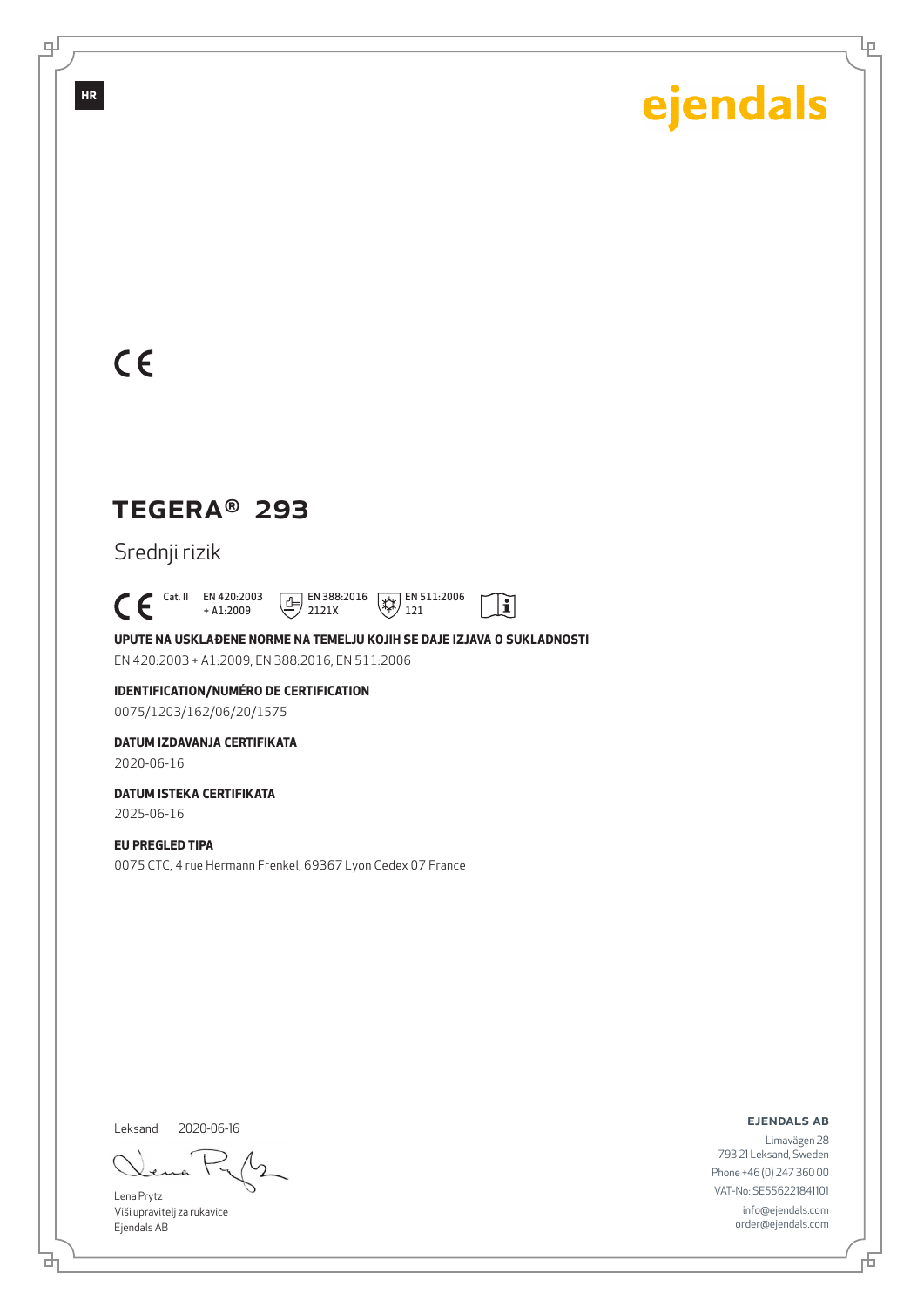HR

ejendals

CE

# TEGERA® 293

Srednji rizik

CE Cat. II EN 420:2003 + A1:2009 EN 388:2016 2121X EN 511:2006 121

**UPUTE NA USKLAĐENE NORME NA TEMELJU KOJIH SE DAJE IZJAVA O SUKLADNOSTI**

EN 420:2003 + A1:2009, EN 388:2016, EN 511:2006

**IDENTIFICATION/NUMÉRO DE CERTIFICATION**

0075/1203/162/06/20/1575

**DATUM IZDAVANJA CERTIFIKATA**

2020-06-16

**DATUM ISTEKA CERTIFIKATA**

2025-06-16

**EU PREGLED TIPA**

0075 CTC, 4 rue Hermann Frenkel, 69367 Lyon Cedex 07 France

Leksand 2020-06-16

Lena Prytz
Viši upravitelj za rukavice
Ejendals AB

**EJENDALS AB**
Limavägen 28
793 21 Leksand, Sweden
Phone +46 (0) 247 360 00
VAT-No: SE556221841101
info@ejendals.com
order@ejendals.com